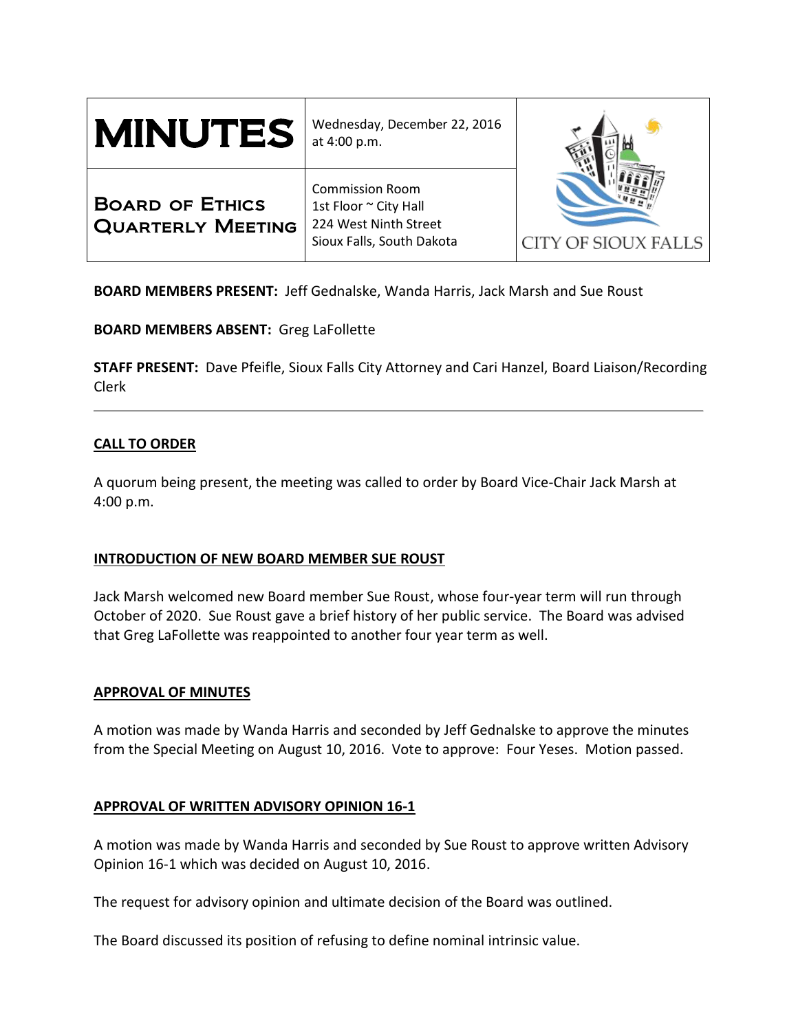| **MINUTES** | Wednesday, December 22, 2016 at 4:00 p.m. | CITY OF SIOUX FALLS |
| --- | --- | --- |
| **BOARD OF ETHICS QUARTERLY MEETING** | Commission Room<br>1st Floor ~ City Hall<br>224 West Ninth Street<br>Sioux Falls, South Dakota | |

**BOARD MEMBERS PRESENT:** Jeff Gednalske, Wanda Harris, Jack Marsh and Sue Roust

**BOARD MEMBERS ABSENT:** Greg LaFollette

**STAFF PRESENT:** Dave Pfeifle, Sioux Falls City Attorney and Cari Hanzel, Board Liaison/Recording Clerk

---

## CALL TO ORDER

A quorum being present, the meeting was called to order by Board Vice-Chair Jack Marsh at 4:00 p.m.

## INTRODUCTION OF NEW BOARD MEMBER SUE ROUST

Jack Marsh welcomed new Board member Sue Roust, whose four-year term will run through October of 2020. Sue Roust gave a brief history of her public service. The Board was advised that Greg LaFollette was reappointed to another four year term as well.

## APPROVAL OF MINUTES

A motion was made by Wanda Harris and seconded by Jeff Gednalske to approve the minutes from the Special Meeting on August 10, 2016. Vote to approve: Four Yeses. Motion passed.

## APPROVAL OF WRITTEN ADVISORY OPINION 16-1

A motion was made by Wanda Harris and seconded by Sue Roust to approve written Advisory Opinion 16-1 which was decided on August 10, 2016.

The request for advisory opinion and ultimate decision of the Board was outlined.

The Board discussed its position of refusing to define nominal intrinsic value.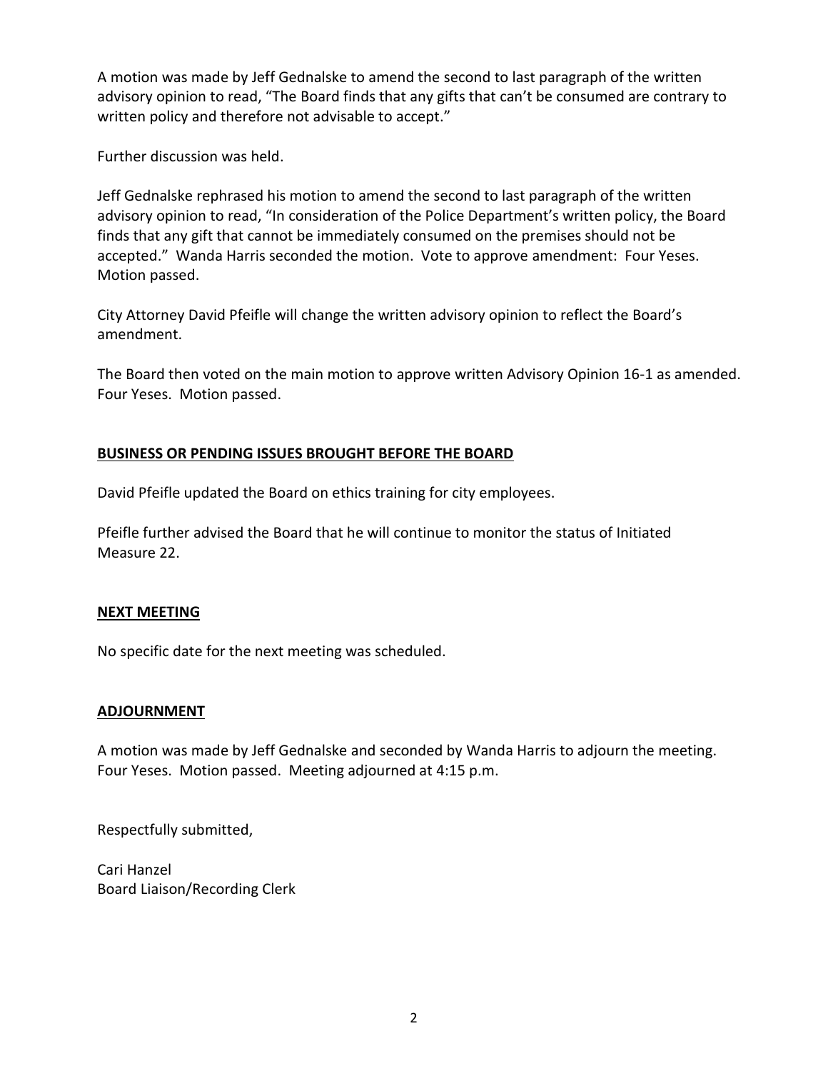A motion was made by Jeff Gednalske to amend the second to last paragraph of the written advisory opinion to read, "The Board finds that any gifts that can't be consumed are contrary to written policy and therefore not advisable to accept."

Further discussion was held.

Jeff Gednalske rephrased his motion to amend the second to last paragraph of the written advisory opinion to read, "In consideration of the Police Department's written policy, the Board finds that any gift that cannot be immediately consumed on the premises should not be accepted." Wanda Harris seconded the motion. Vote to approve amendment: Four Yeses. Motion passed.

City Attorney David Pfeifle will change the written advisory opinion to reflect the Board's amendment.

The Board then voted on the main motion to approve written Advisory Opinion 16-1 as amended. Four Yeses. Motion passed.

## BUSINESS OR PENDING ISSUES BROUGHT BEFORE THE BOARD

David Pfeifle updated the Board on ethics training for city employees.

Pfeifle further advised the Board that he will continue to monitor the status of Initiated Measure 22.

## NEXT MEETING

No specific date for the next meeting was scheduled.

## ADJOURNMENT

A motion was made by Jeff Gednalske and seconded by Wanda Harris to adjourn the meeting. Four Yeses. Motion passed. Meeting adjourned at 4:15 p.m.

Respectfully submitted,

Cari Hanzel
Board Liaison/Recording Clerk